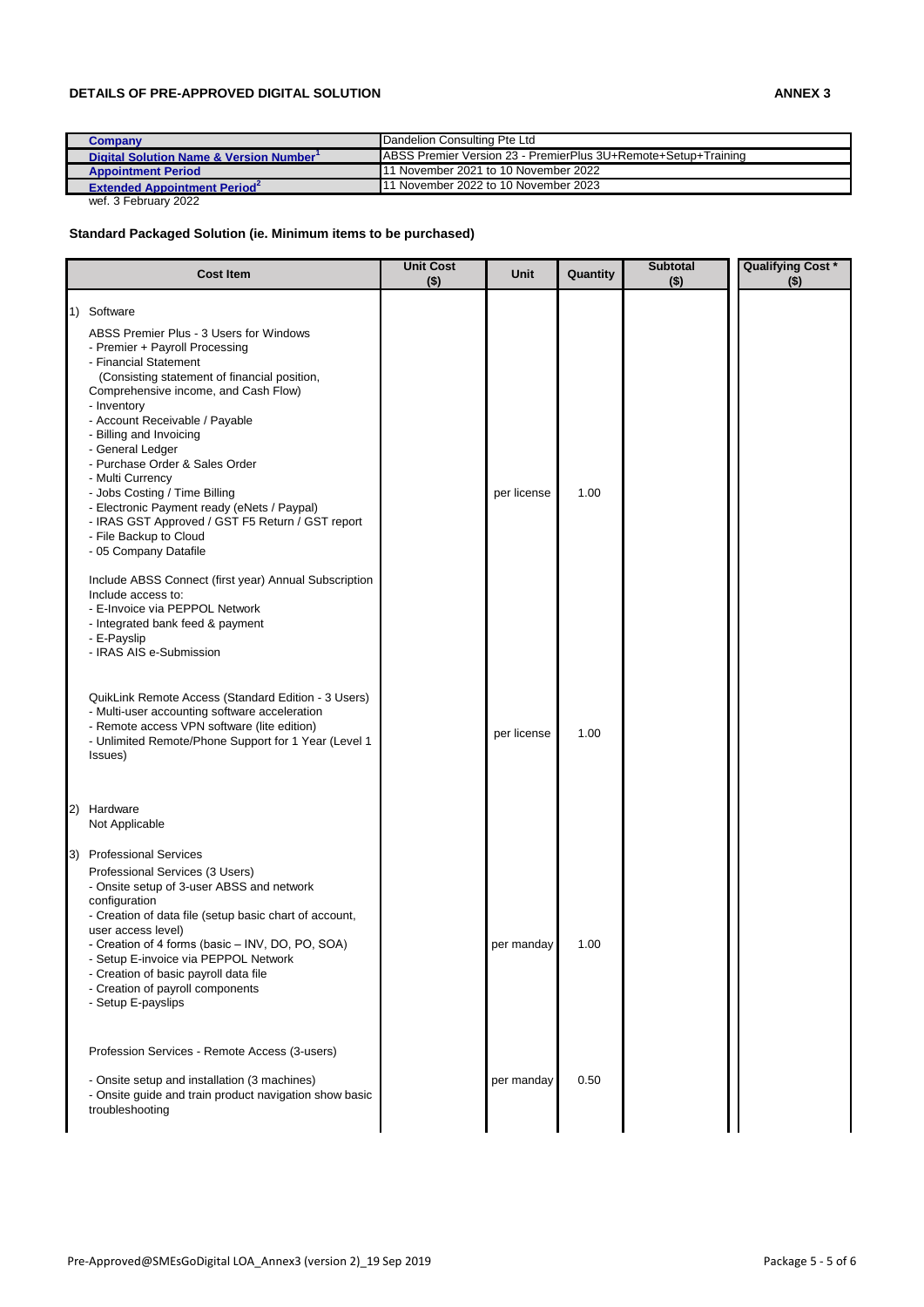**DETAILS OF PRE-APPROVED DIGITAL SOLUTION** **ANNEX 3**

| | |
|---|---|
| **Company** | Dandelion Consulting Pte Ltd |
| **Digital Solution Name & Version Number[1]** | ABSS Premier Version 23 - PremierPlus 3U+Remote+Setup+Training |
| **Appointment Period** | 11 November 2021 to 10 November 2022 |
| **Extended Appointment Period[2]** | 11 November 2022 to 10 November 2023 |

wef. 3 February 2022

**Standard Packaged Solution (ie. Minimum items to be purchased)**

| Cost Item | Unit Cost ($) | Unit | Quantity | Subtotal ($) | Qualifying Cost * ($) |
|---|---|---|---|---|---|
| 1) Software | | | | | |
| ABSS Premier Plus - 3 Users for Windows<br>- Premier + Payroll Processing<br>- Financial Statement<br>(Consisting statement of financial position, Comprehensive income, and Cash Flow)<br>- Inventory<br>- Account Receivable / Payable<br>- Billing and Invoicing<br>- General Ledger<br>- Purchase Order & Sales Order<br>- Multi Currency<br>- Jobs Costing / Time Billing<br>- Electronic Payment ready (eNets / Paypal)<br>- IRAS GST Approved / GST F5 Return / GST report<br>- File Backup to Cloud<br>- 05 Company Datafile<br><br>Include ABSS Connect (first year) Annual Subscription<br>Include access to:<br>- E-Invoice via PEPPOL Network<br>- Integrated bank feed & payment<br>- E-Payslip<br>- IRAS AIS e-Submission | | per license | 1.00 | | |
| QuikLink Remote Access (Standard Edition - 3 Users)<br>- Multi-user accounting software acceleration<br>- Remote access VPN software (lite edition)<br>- Unlimited Remote/Phone Support for 1 Year (Level 1 Issues) | | per license | 1.00 | | |
| 2) Hardware<br>Not Applicable | | | | | |
| 3) Professional Services | | | | | |
| Professional Services (3 Users)<br>- Onsite setup of 3-user ABSS and network configuration<br>- Creation of data file (setup basic chart of account, user access level)<br>- Creation of 4 forms (basic – INV, DO, PO, SOA)<br>- Setup E-invoice via PEPPOL Network<br>- Creation of basic payroll data file<br>- Creation of payroll components<br>- Setup E-payslips | | per manday | 1.00 | | |
| Profession Services - Remote Access (3-users)<br><br>- Onsite setup and installation (3 machines)<br>- Onsite guide and train product navigation show basic troubleshooting | | per manday | 0.50 | | |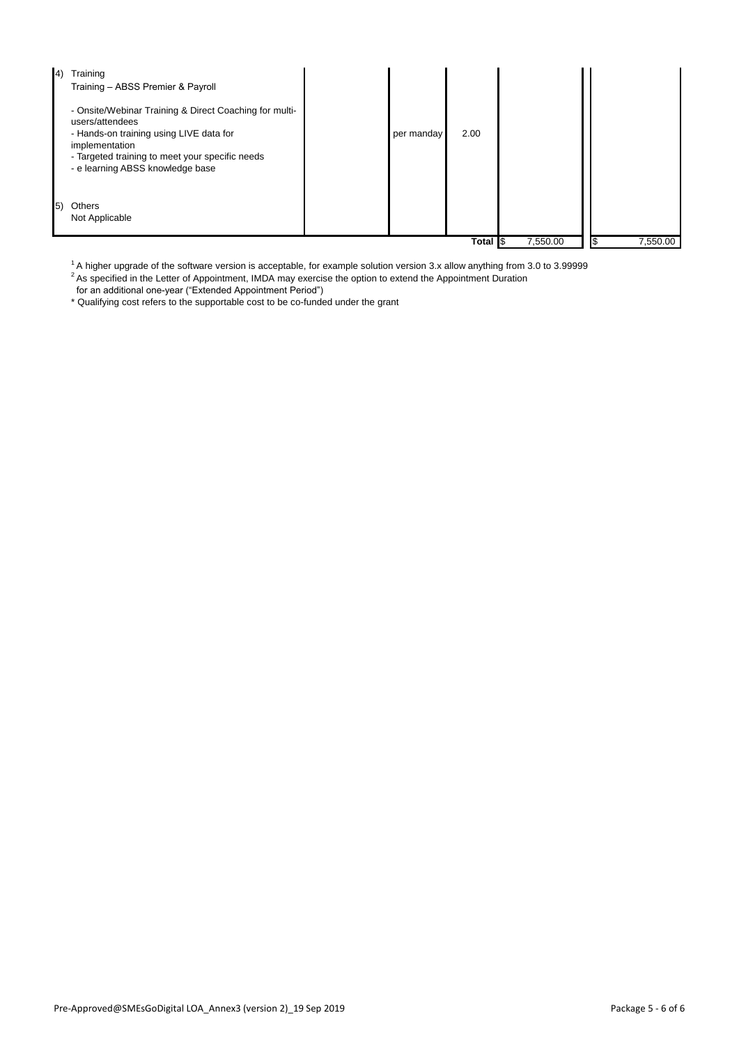| | | | | | |
|---|---|---|---|---|---|
| 4) | Training<br>Training – ABSS Premier & Payroll<br><br>- Onsite/Webinar Training & Direct Coaching for multi-users/attendees<br>- Hands-on training using LIVE data for implementation<br>- Targeted training to meet your specific needs<br>- e learning ABSS knowledge base | per manday | 2.00 | | |
| 5) | Others<br>Not Applicable | | | | |
| | | | **Total** | $ 7,550.00 | $ 7,550.00 |

[1] A higher upgrade of the software version is acceptable, for example solution version 3.x allow anything from 3.0 to 3.99999

[2] As specified in the Letter of Appointment, IMDA may exercise the option to extend the Appointment Duration for an additional one-year ("Extended Appointment Period")

* Qualifying cost refers to the supportable cost to be co-funded under the grant

Pre-Approved@SMEsGoDigital LOA_Annex3 (version 2)_19 Sep 2019